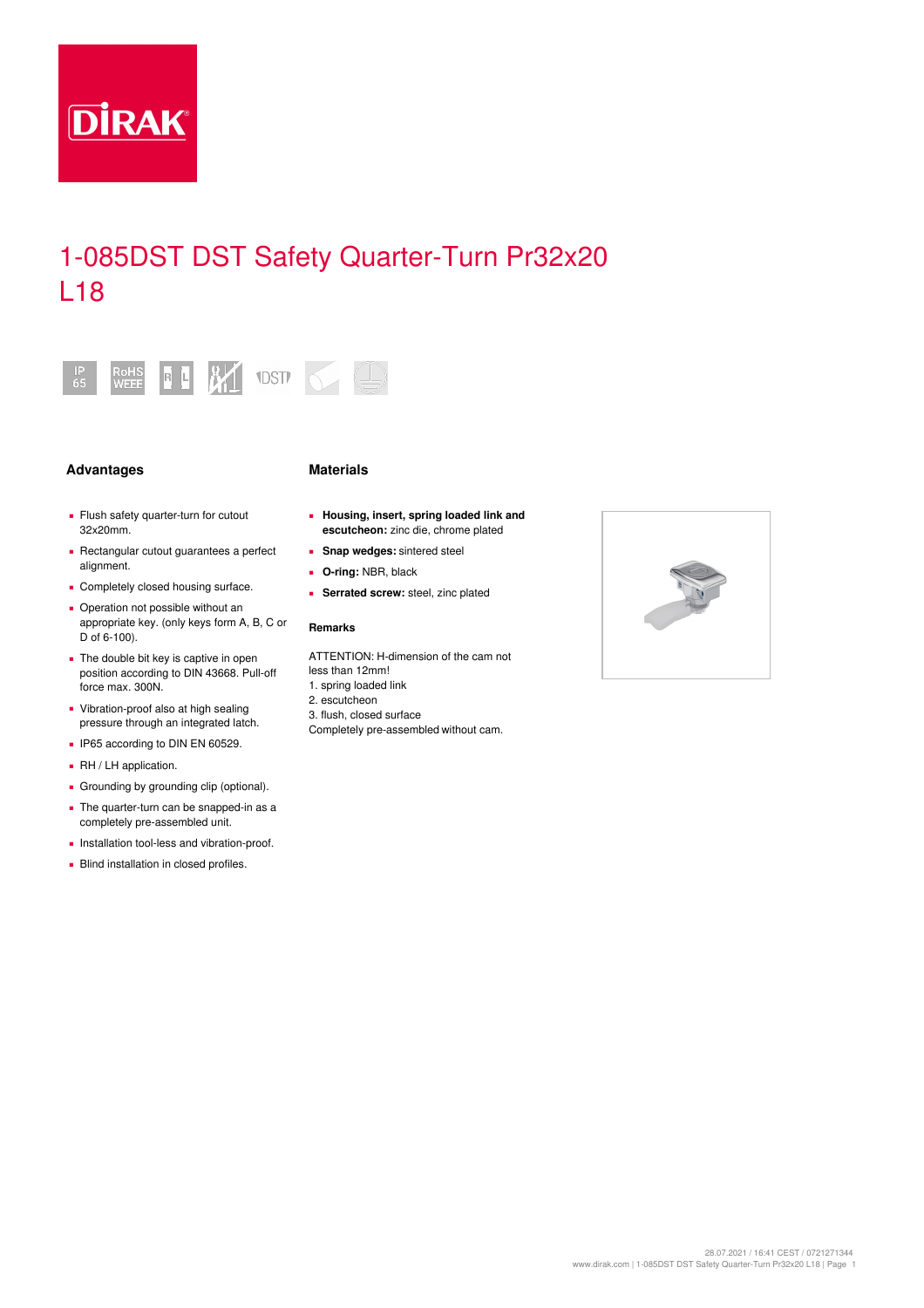# 1-085DST DST Safety Quarter-Turn Pr32x20 L18

## Advantages

- Flush safety quarter-turn for cutout 32x20mm.
- Rectangular cutout guarantees a perfect alignment.
- Completely closed housing surface.
- Operation not possible without an appropriate key. (only keys form A, B, C or D of 6-100).
- The double bit key is captive in open position according to DIN 43668. Pull-off force max. 300N.
- Vibration-proof also at high sealing pressure through an integrated latch.
- IP65 according to DIN EN 60529.
- RH / LH application.
- Grounding by grounding clip (optional).
- The quarter-turn can be snapped-in as a completely pre-assembled unit.
- Installation tool-less and vibration-proof.
- Blind installation in closed profiles.

## Materials

- **Housing, insert, spring loaded link and escutcheon:** zinc die, chrome plated
- **Snap wedges:** sintered steel
- **O-ring:** NBR, black
- **Serrated screw:** steel, zinc plated

### Remarks

ATTENTION: H-dimension of the cam not less than 12mm!
1. spring loaded link
2. escutcheon
3. flush, closed surface
Completely pre-assembled without cam.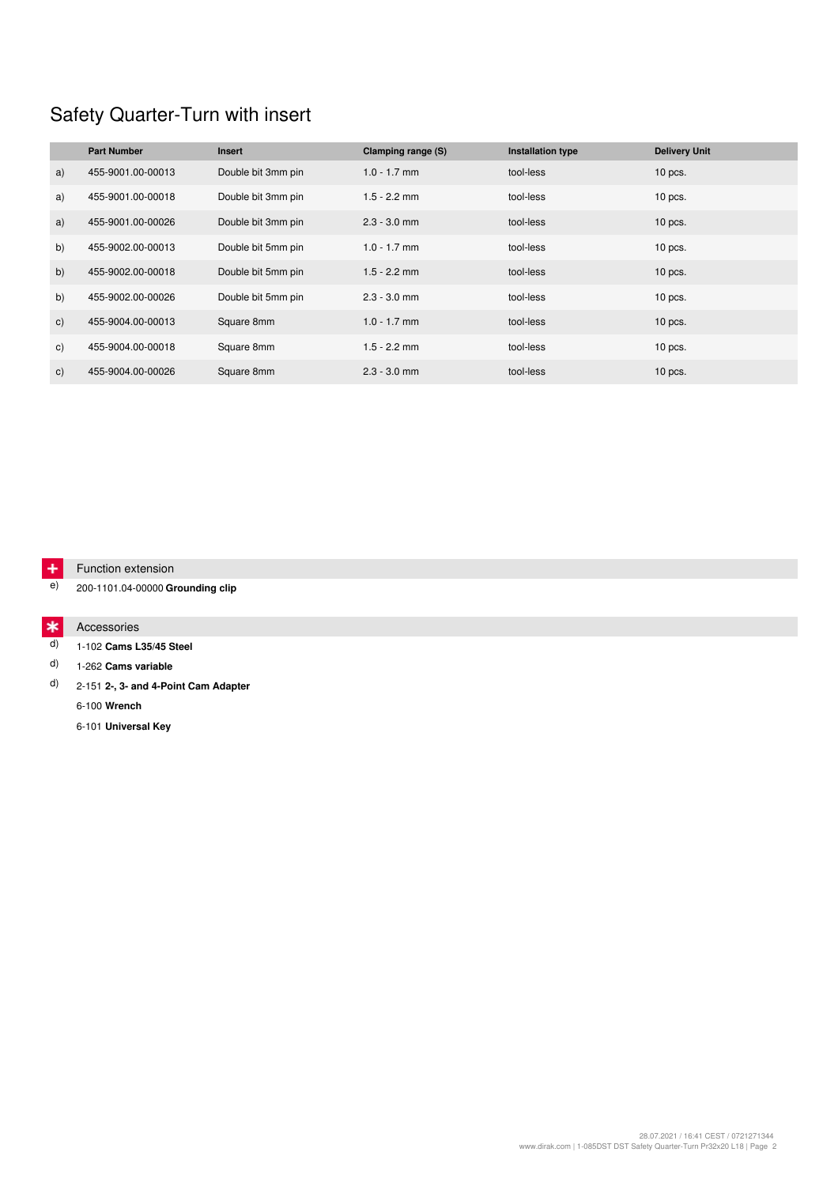# Safety Quarter-Turn with insert

| | Part Number | Insert | Clamping range (S) | Installation type | Delivery Unit |
|---|---|---|---|---|---|
| a) | 455-9001.00-00013 | Double bit 3mm pin | 1.0 - 1.7 mm | tool-less | 10 pcs. |
| a) | 455-9001.00-00018 | Double bit 3mm pin | 1.5 - 2.2 mm | tool-less | 10 pcs. |
| a) | 455-9001.00-00026 | Double bit 3mm pin | 2.3 - 3.0 mm | tool-less | 10 pcs. |
| b) | 455-9002.00-00013 | Double bit 5mm pin | 1.0 - 1.7 mm | tool-less | 10 pcs. |
| b) | 455-9002.00-00018 | Double bit 5mm pin | 1.5 - 2.2 mm | tool-less | 10 pcs. |
| b) | 455-9002.00-00026 | Double bit 5mm pin | 2.3 - 3.0 mm | tool-less | 10 pcs. |
| c) | 455-9004.00-00013 | Square 8mm | 1.0 - 1.7 mm | tool-less | 10 pcs. |
| c) | 455-9004.00-00018 | Square 8mm | 1.5 - 2.2 mm | tool-less | 10 pcs. |
| c) | 455-9004.00-00026 | Square 8mm | 2.3 - 3.0 mm | tool-less | 10 pcs. |

## + Function extension

e) 200-1101.04-00000 **Grounding clip**

## * Accessories

d) 1-102 **Cams L35/45 Steel**

d) 1-262 **Cams variable**

d) 2-151 **2-, 3- and 4-Point Cam Adapter**

6-100 **Wrench**

6-101 **Universal Key**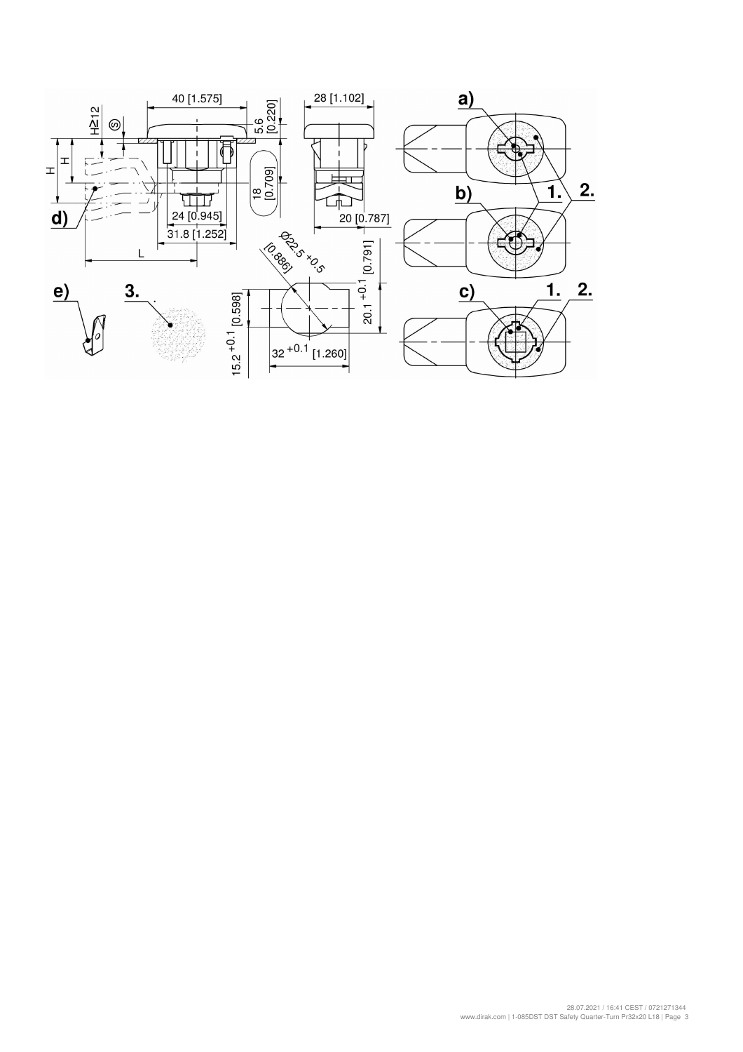40 [1.575]

28 [1.102]

5.6 [0.220]

H≥12

S

H

H

18 [0.709]

d)

24 [0.945]

31.8 [1.252]

20 [0.787]

L

Ø22.5 +0.5 [0.886]

20.1 +0.1 [0.791]

15.2 +0.1 [0.598]

32 +0.1 [1.260]

e)

3.

a)

b)

c)

1.

2.

1.

2.